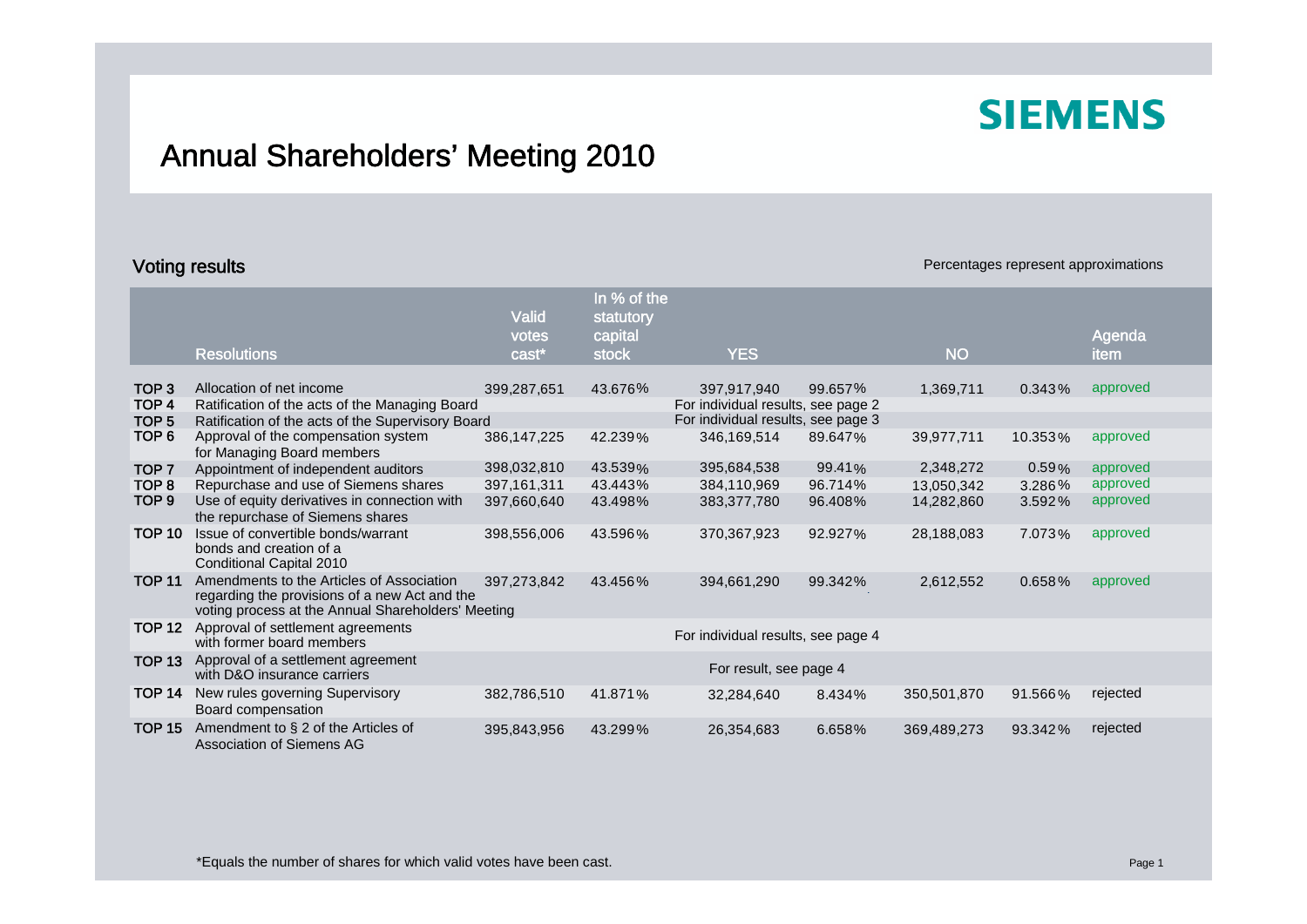SIEMENS

# Annual Shareholders' Meeting 2010

## Voting results

Percentages represent approximations

| | Resolutions | Valid votes cast* | In % of the statutory capital stock | YES | | NO | | Agenda item |
|---|---|---|---|---|---|---|---|---|
| TOP 3 | Allocation of net income | 399,287,651 | 43.676% | 397,917,940 | 99.657% | 1,369,711 | 0.343% | approved |
| TOP 4 | Ratification of the acts of the Managing Board | | | For individual results, see page 2 | | | | |
| TOP 5 | Ratification of the acts of the Supervisory Board | | | For individual results, see page 3 | | | | |
| TOP 6 | Approval of the compensation system for Managing Board members | 386,147,225 | 42.239% | 346,169,514 | 89.647% | 39,977,711 | 10.353% | approved |
| TOP 7 | Appointment of independent auditors | 398,032,810 | 43.539% | 395,684,538 | 99.41% | 2,348,272 | 0.59% | approved |
| TOP 8 | Repurchase and use of Siemens shares | 397,161,311 | 43.443% | 384,110,969 | 96.714% | 13,050,342 | 3.286% | approved |
| TOP 9 | Use of equity derivatives in connection with the repurchase of Siemens shares | 397,660,640 | 43.498% | 383,377,780 | 96.408% | 14,282,860 | 3.592% | approved |
| TOP 10 | Issue of convertible bonds/warrant bonds and creation of a Conditional Capital 2010 | 398,556,006 | 43.596% | 370,367,923 | 92.927% | 28,188,083 | 7.073% | approved |
| TOP 11 | Amendments to the Articles of Association regarding the provisions of a new Act and the voting process at the Annual Shareholders' Meeting | 397,273,842 | 43.456% | 394,661,290 | 99.342% | 2,612,552 | 0.658% | approved |
| TOP 12 | Approval of settlement agreements with former board members | | | For individual results, see page 4 | | | | |
| TOP 13 | Approval of a settlement agreement with D&O insurance carriers | | | For result, see page 4 | | | | |
| TOP 14 | New rules governing Supervisory Board compensation | 382,786,510 | 41.871% | 32,284,640 | 8.434% | 350,501,870 | 91.566% | rejected |
| TOP 15 | Amendment to § 2 of the Articles of Association of Siemens AG | 395,843,956 | 43.299% | 26,354,683 | 6.658% | 369,489,273 | 93.342% | rejected |

*Equals the number of shares for which valid votes have been cast.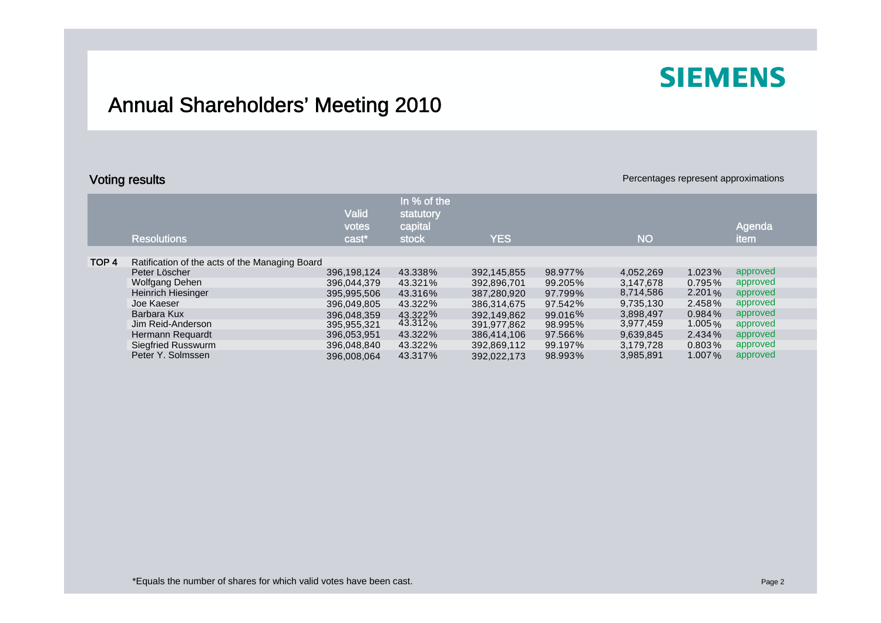# Annual Shareholders' Meeting 2010

SIEMENS

## Voting results

Percentages represent approximations

| | Resolutions | Valid votes cast* | In % of the statutory capital stock | YES | | NO | | Agenda item |
|---|---|---|---|---|---|---|---|---|
| TOP 4 | Ratification of the acts of the Managing Board | | | | | | | |
| | Peter Löscher | 396,198,124 | 43.338% | 392,145,855 | 98.977% | 4,052,269 | 1.023% | approved |
| | Wolfgang Dehen | 396,044,379 | 43.321% | 392,896,701 | 99.205% | 3,147,678 | 0.795% | approved |
| | Heinrich Hiesinger | 395,995,506 | 43.316% | 387,280,920 | 97.799% | 8,714,586 | 2.201% | approved |
| | Joe Kaeser | 396,049,805 | 43.322% | 386,314,675 | 97.542% | 9,735,130 | 2.458% | approved |
| | Barbara Kux | 396,048,359 | 43.322% | 392,149,862 | 99.016% | 3,898,497 | 0.984% | approved |
| | Jim Reid-Anderson | 395,955,321 | 43.312% | 391,977,862 | 98.995% | 3,977,459 | 1.005% | approved |
| | Hermann Requardt | 396,053,951 | 43.322% | 386,414,106 | 97.566% | 9,639,845 | 2.434% | approved |
| | Siegfried Russwurm | 396,048,840 | 43.322% | 392,869,112 | 99.197% | 3,179,728 | 0.803% | approved |
| | Peter Y. Solmssen | 396,008,064 | 43.317% | 392,022,173 | 98.993% | 3,985,891 | 1.007% | approved |

*Equals the number of shares for which valid votes have been cast.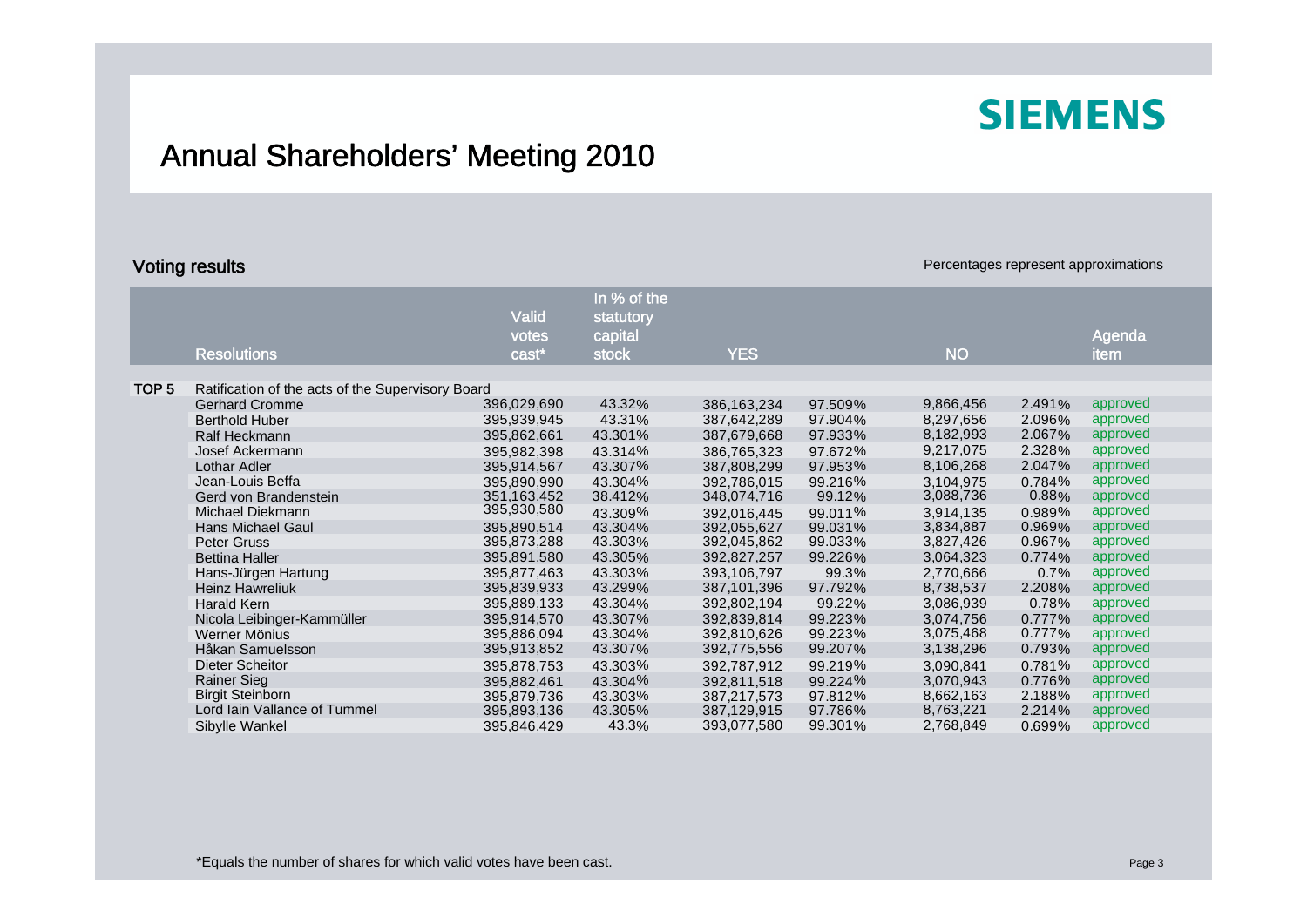# Annual Shareholders' Meeting 2010

## Voting results

Percentages represent approximations

| | Resolutions | Valid votes cast* | In % of the statutory capital stock | YES | | NO | | Agenda item |
|---|---|---|---|---|---|---|---|---|
| TOP 5 | Ratification of the acts of the Supervisory Board | | | | | | | |
| | Gerhard Cromme | 396,029,690 | 43.32% | 386,163,234 | 97.509% | 9,866,456 | 2.491% | approved |
| | Berthold Huber | 395,939,945 | 43.31% | 387,642,289 | 97.904% | 8,297,656 | 2.096% | approved |
| | Ralf Heckmann | 395,862,661 | 43.301% | 387,679,668 | 97.933% | 8,182,993 | 2.067% | approved |
| | Josef Ackermann | 395,982,398 | 43.314% | 386,765,323 | 97.672% | 9,217,075 | 2.328% | approved |
| | Lothar Adler | 395,914,567 | 43.307% | 387,808,299 | 97.953% | 8,106,268 | 2.047% | approved |
| | Jean-Louis Beffa | 395,890,990 | 43.304% | 392,786,015 | 99.216% | 3,104,975 | 0.784% | approved |
| | Gerd von Brandenstein | 351,163,452 | 38.412% | 348,074,716 | 99.12% | 3,088,736 | 0.88% | approved |
| | Michael Diekmann | 395,930,580 | 43.309% | 392,016,445 | 99.011% | 3,914,135 | 0.989% | approved |
| | Hans Michael Gaul | 395,890,514 | 43.304% | 392,055,627 | 99.031% | 3,834,887 | 0.969% | approved |
| | Peter Gruss | 395,873,288 | 43.303% | 392,045,862 | 99.033% | 3,827,426 | 0.967% | approved |
| | Bettina Haller | 395,891,580 | 43.305% | 392,827,257 | 99.226% | 3,064,323 | 0.774% | approved |
| | Hans-Jürgen Hartung | 395,877,463 | 43.303% | 393,106,797 | 99.3% | 2,770,666 | 0.7% | approved |
| | Heinz Hawreliuk | 395,839,933 | 43.299% | 387,101,396 | 97.792% | 8,738,537 | 2.208% | approved |
| | Harald Kern | 395,889,133 | 43.304% | 392,802,194 | 99.22% | 3,086,939 | 0.78% | approved |
| | Nicola Leibinger-Kammüller | 395,914,570 | 43.307% | 392,839,814 | 99.223% | 3,074,756 | 0.777% | approved |
| | Werner Mönius | 395,886,094 | 43.304% | 392,810,626 | 99.223% | 3,075,468 | 0.777% | approved |
| | Håkan Samuelsson | 395,913,852 | 43.307% | 392,775,556 | 99.207% | 3,138,296 | 0.793% | approved |
| | Dieter Scheitor | 395,878,753 | 43.303% | 392,787,912 | 99.219% | 3,090,841 | 0.781% | approved |
| | Rainer Sieg | 395,882,461 | 43.304% | 392,811,518 | 99.224% | 3,070,943 | 0.776% | approved |
| | Birgit Steinborn | 395,879,736 | 43.303% | 387,217,573 | 97.812% | 8,662,163 | 2.188% | approved |
| | Lord Iain Vallance of Tummel | 395,893,136 | 43.305% | 387,129,915 | 97.786% | 8,763,221 | 2.214% | approved |
| | Sibylle Wankel | 395,846,429 | 43.3% | 393,077,580 | 99.301% | 2,768,849 | 0.699% | approved |

*Equals the number of shares for which valid votes have been cast.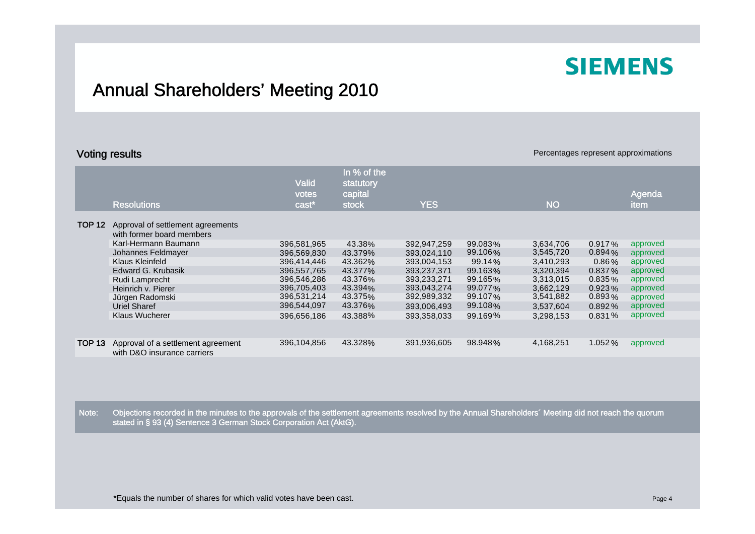SIEMENS

# Annual Shareholders' Meeting 2010

## Voting results

Percentages represent approximations

| | Resolutions | Valid votes cast* | In % of the statutory capital stock | YES | | NO | | Agenda item |
|---|---|---|---|---|---|---|---|---|
| TOP 12 | Approval of settlement agreements with former board members | | | | | | | |
| | Karl-Hermann Baumann | 396,581,965 | 43.38% | 392,947,259 | 99.083% | 3,634,706 | 0.917% | approved |
| | Johannes Feldmayer | 396,569,830 | 43.379% | 393,024,110 | 99.106% | 3,545,720 | 0.894% | approved |
| | Klaus Kleinfeld | 396,414,446 | 43.362% | 393,004,153 | 99.14% | 3,410,293 | 0.86% | approved |
| | Edward G. Krubasik | 396,557,765 | 43.377% | 393,237,371 | 99.163% | 3,320,394 | 0.837% | approved |
| | Rudi Lamprecht | 396,546,286 | 43.376% | 393,233,271 | 99.165% | 3,313,015 | 0.835% | approved |
| | Heinrich v. Pierer | 396,705,403 | 43.394% | 393,043,274 | 99.077% | 3,662,129 | 0.923% | approved |
| | Jürgen Radomski | 396,531,214 | 43.375% | 392,989,332 | 99.107% | 3,541,882 | 0.893% | approved |
| | Uriel Sharef | 396,544,097 | 43.376% | 393,006,493 | 99.108% | 3,537,604 | 0.892% | approved |
| | Klaus Wucherer | 396,656,186 | 43.388% | 393,358,033 | 99.169% | 3,298,153 | 0.831% | approved |
| TOP 13 | Approval of a settlement agreement with D&O insurance carriers | 396,104,856 | 43.328% | 391,936,605 | 98.948% | 4,168,251 | 1.052% | approved |

Note: Objections recorded in the minutes to the approvals of the settlement agreements resolved by the Annual Shareholders´ Meeting did not reach the quorum stated in § 93 (4) Sentence 3 German Stock Corporation Act (AktG).

*Equals the number of shares for which valid votes have been cast.